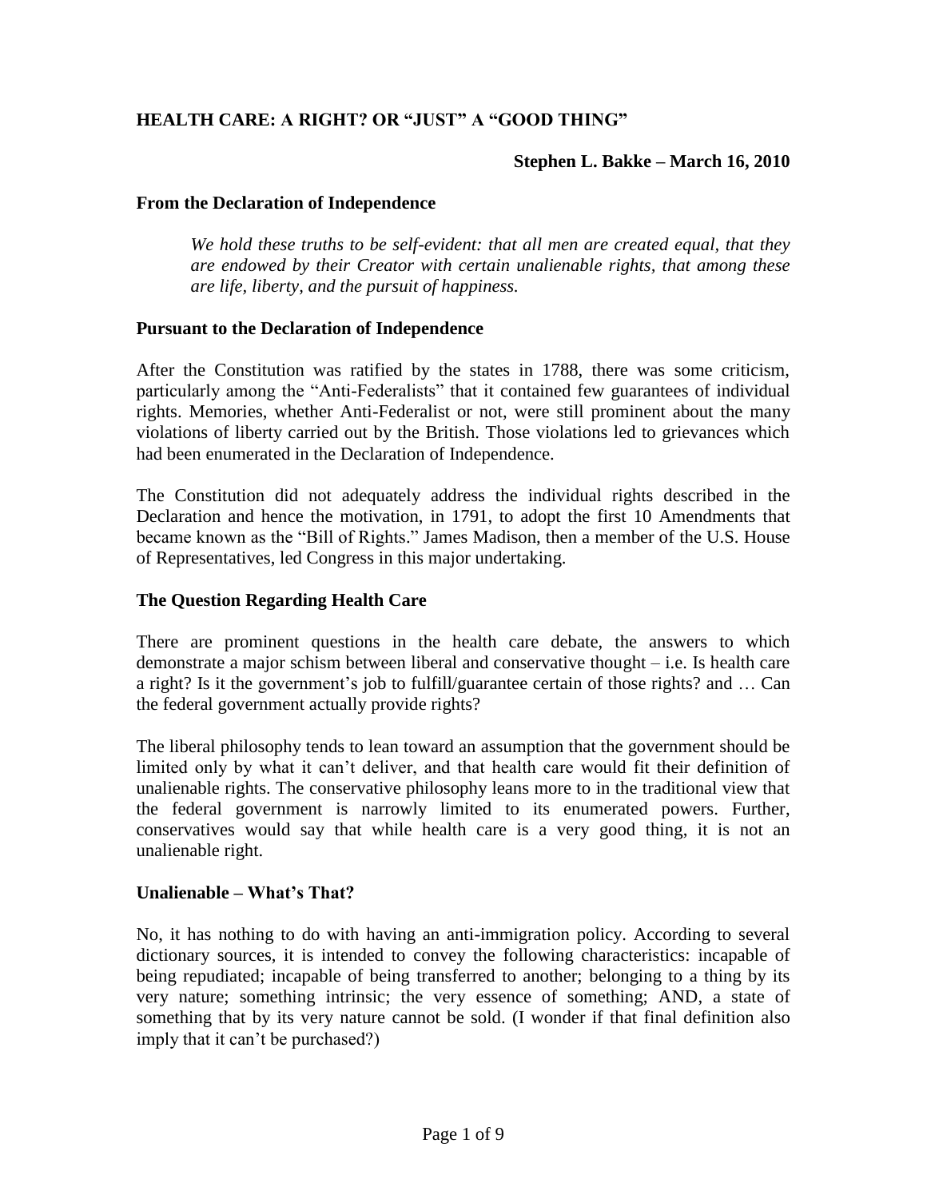# HEALTH CARE: A RIGHT? OR "JUST" A "GOOD THING"

**Stephen L. Bakke – March 16, 2010**

## From the Declaration of Independence

> *We hold these truths to be self-evident: that all men are created equal, that they are endowed by their Creator with certain unalienable rights, that among these are life, liberty, and the pursuit of happiness.*

## Pursuant to the Declaration of Independence

After the Constitution was ratified by the states in 1788, there was some criticism, particularly among the "Anti-Federalists" that it contained few guarantees of individual rights. Memories, whether Anti-Federalist or not, were still prominent about the many violations of liberty carried out by the British. Those violations led to grievances which had been enumerated in the Declaration of Independence.

The Constitution did not adequately address the individual rights described in the Declaration and hence the motivation, in 1791, to adopt the first 10 Amendments that became known as the "Bill of Rights." James Madison, then a member of the U.S. House of Representatives, led Congress in this major undertaking.

## The Question Regarding Health Care

There are prominent questions in the health care debate, the answers to which demonstrate a major schism between liberal and conservative thought – i.e. Is health care a right? Is it the government's job to fulfill/guarantee certain of those rights? and … Can the federal government actually provide rights?

The liberal philosophy tends to lean toward an assumption that the government should be limited only by what it can't deliver, and that health care would fit their definition of unalienable rights. The conservative philosophy leans more to in the traditional view that the federal government is narrowly limited to its enumerated powers. Further, conservatives would say that while health care is a very good thing, it is not an unalienable right.

## Unalienable – What's That?

No, it has nothing to do with having an anti-immigration policy. According to several dictionary sources, it is intended to convey the following characteristics: incapable of being repudiated; incapable of being transferred to another; belonging to a thing by its very nature; something intrinsic; the very essence of something; AND, a state of something that by its very nature cannot be sold. (I wonder if that final definition also imply that it can't be purchased?)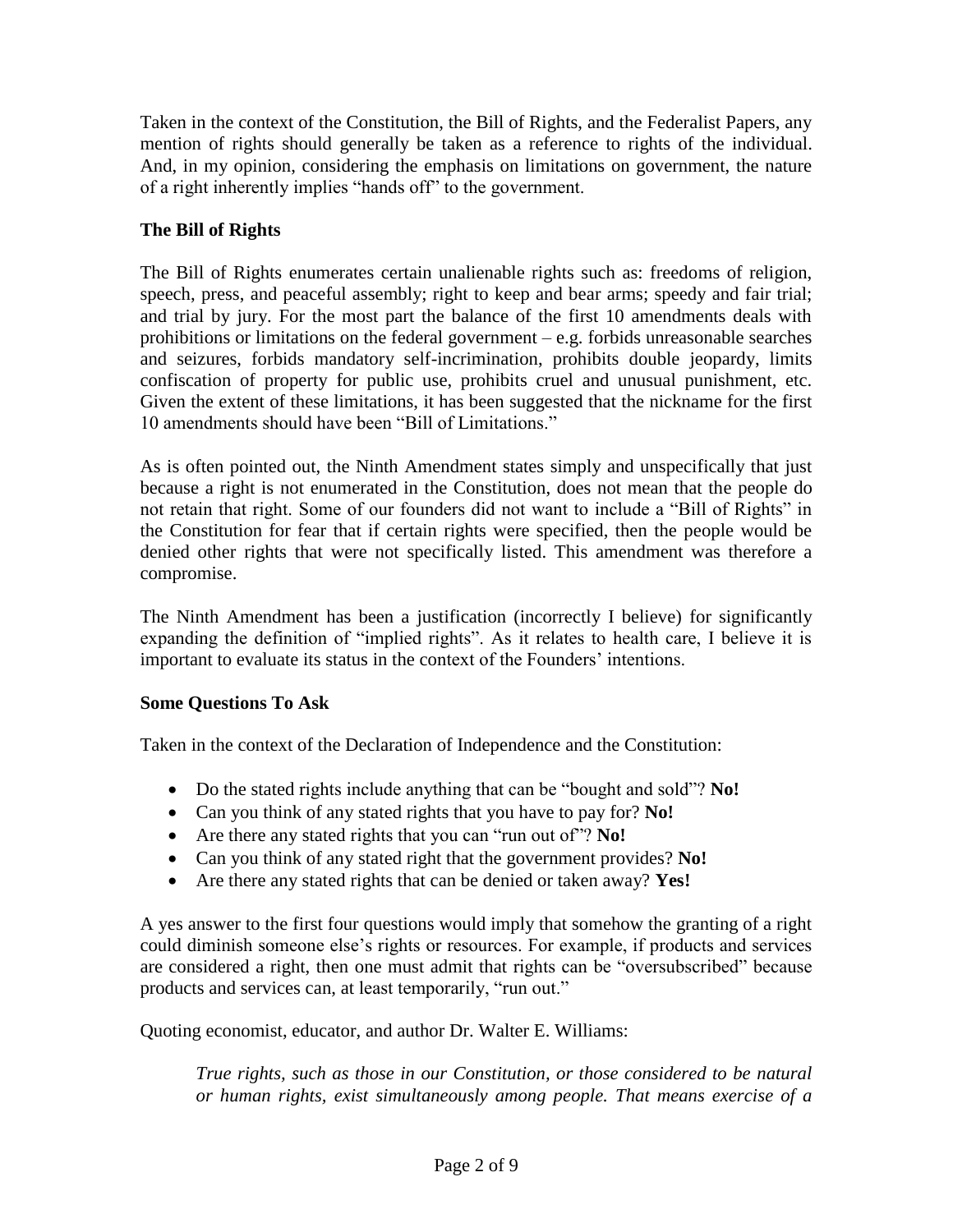Taken in the context of the Constitution, the Bill of Rights, and the Federalist Papers, any mention of rights should generally be taken as a reference to rights of the individual. And, in my opinion, considering the emphasis on limitations on government, the nature of a right inherently implies "hands off" to the government.

**The Bill of Rights**

The Bill of Rights enumerates certain unalienable rights such as: freedoms of religion, speech, press, and peaceful assembly; right to keep and bear arms; speedy and fair trial; and trial by jury. For the most part the balance of the first 10 amendments deals with prohibitions or limitations on the federal government – e.g. forbids unreasonable searches and seizures, forbids mandatory self-incrimination, prohibits double jeopardy, limits confiscation of property for public use, prohibits cruel and unusual punishment, etc. Given the extent of these limitations, it has been suggested that the nickname for the first 10 amendments should have been "Bill of Limitations."

As is often pointed out, the Ninth Amendment states simply and unspecifically that just because a right is not enumerated in the Constitution, does not mean that the people do not retain that right. Some of our founders did not want to include a "Bill of Rights" in the Constitution for fear that if certain rights were specified, then the people would be denied other rights that were not specifically listed. This amendment was therefore a compromise.

The Ninth Amendment has been a justification (incorrectly I believe) for significantly expanding the definition of "implied rights". As it relates to health care, I believe it is important to evaluate its status in the context of the Founders' intentions.

**Some Questions To Ask**

Taken in the context of the Declaration of Independence and the Constitution:

- Do the stated rights include anything that can be "bought and sold"? **No!**
- Can you think of any stated rights that you have to pay for? **No!**
- Are there any stated rights that you can "run out of"? **No!**
- Can you think of any stated right that the government provides? **No!**
- Are there any stated rights that can be denied or taken away? **Yes!**

A yes answer to the first four questions would imply that somehow the granting of a right could diminish someone else's rights or resources. For example, if products and services are considered a right, then one must admit that rights can be "oversubscribed" because products and services can, at least temporarily, "run out."

Quoting economist, educator, and author Dr. Walter E. Williams:

> *True rights, such as those in our Constitution, or those considered to be natural or human rights, exist simultaneously among people. That means exercise of a*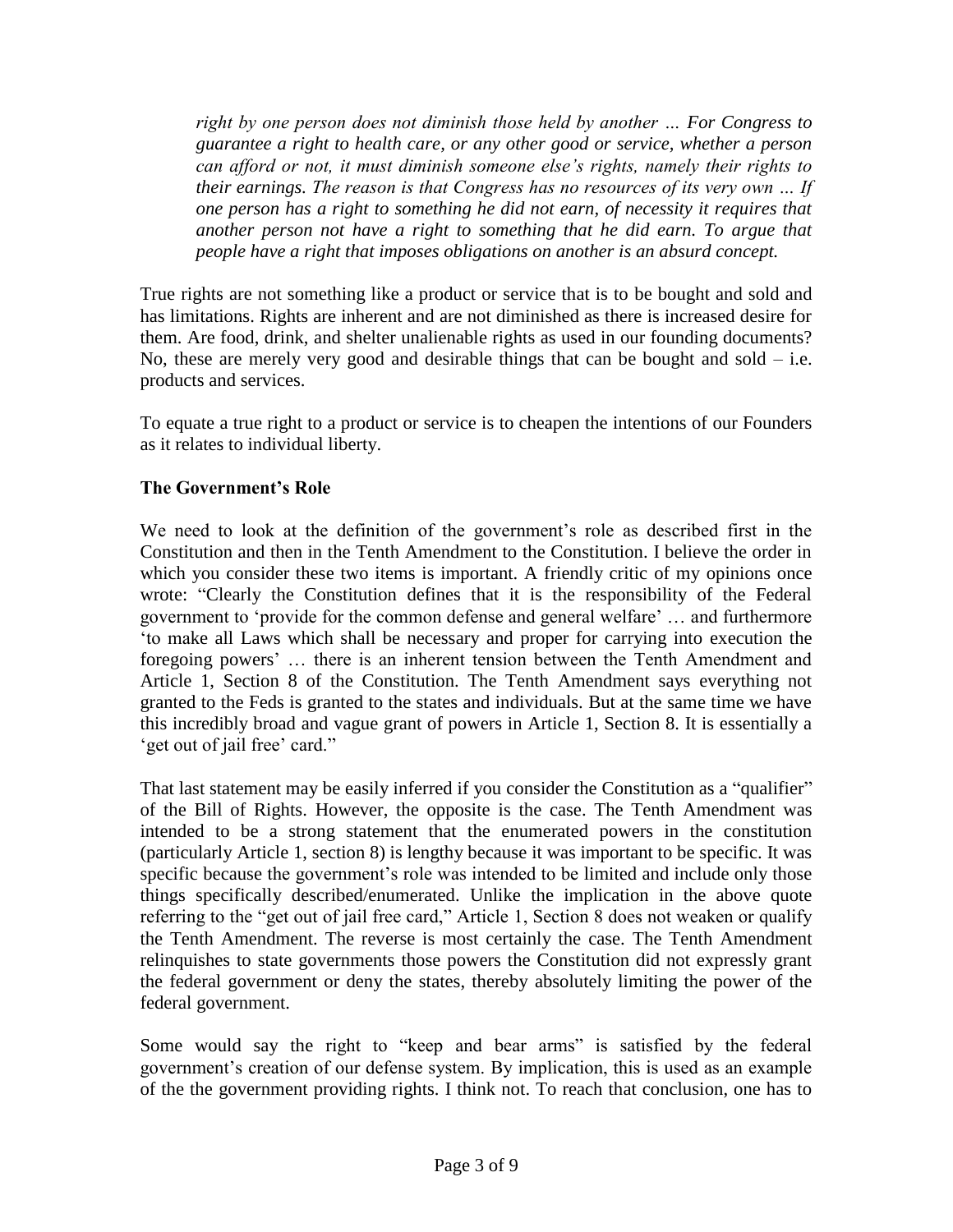*right by one person does not diminish those held by another … For Congress to guarantee a right to health care, or any other good or service, whether a person can afford or not, it must diminish someone else's rights, namely their rights to their earnings. The reason is that Congress has no resources of its very own … If one person has a right to something he did not earn, of necessity it requires that another person not have a right to something that he did earn. To argue that people have a right that imposes obligations on another is an absurd concept.*

True rights are not something like a product or service that is to be bought and sold and has limitations. Rights are inherent and are not diminished as there is increased desire for them. Are food, drink, and shelter unalienable rights as used in our founding documents? No, these are merely very good and desirable things that can be bought and sold – i.e. products and services.

To equate a true right to a product or service is to cheapen the intentions of our Founders as it relates to individual liberty.

**The Government's Role**

We need to look at the definition of the government's role as described first in the Constitution and then in the Tenth Amendment to the Constitution. I believe the order in which you consider these two items is important. A friendly critic of my opinions once wrote: "Clearly the Constitution defines that it is the responsibility of the Federal government to 'provide for the common defense and general welfare' … and furthermore 'to make all Laws which shall be necessary and proper for carrying into execution the foregoing powers' … there is an inherent tension between the Tenth Amendment and Article 1, Section 8 of the Constitution. The Tenth Amendment says everything not granted to the Feds is granted to the states and individuals. But at the same time we have this incredibly broad and vague grant of powers in Article 1, Section 8. It is essentially a 'get out of jail free' card."

That last statement may be easily inferred if you consider the Constitution as a "qualifier" of the Bill of Rights. However, the opposite is the case. The Tenth Amendment was intended to be a strong statement that the enumerated powers in the constitution (particularly Article 1, section 8) is lengthy because it was important to be specific. It was specific because the government's role was intended to be limited and include only those things specifically described/enumerated. Unlike the implication in the above quote referring to the "get out of jail free card," Article 1, Section 8 does not weaken or qualify the Tenth Amendment. The reverse is most certainly the case. The Tenth Amendment relinquishes to state governments those powers the Constitution did not expressly grant the federal government or deny the states, thereby absolutely limiting the power of the federal government.

Some would say the right to "keep and bear arms" is satisfied by the federal government's creation of our defense system. By implication, this is used as an example of the the government providing rights. I think not. To reach that conclusion, one has to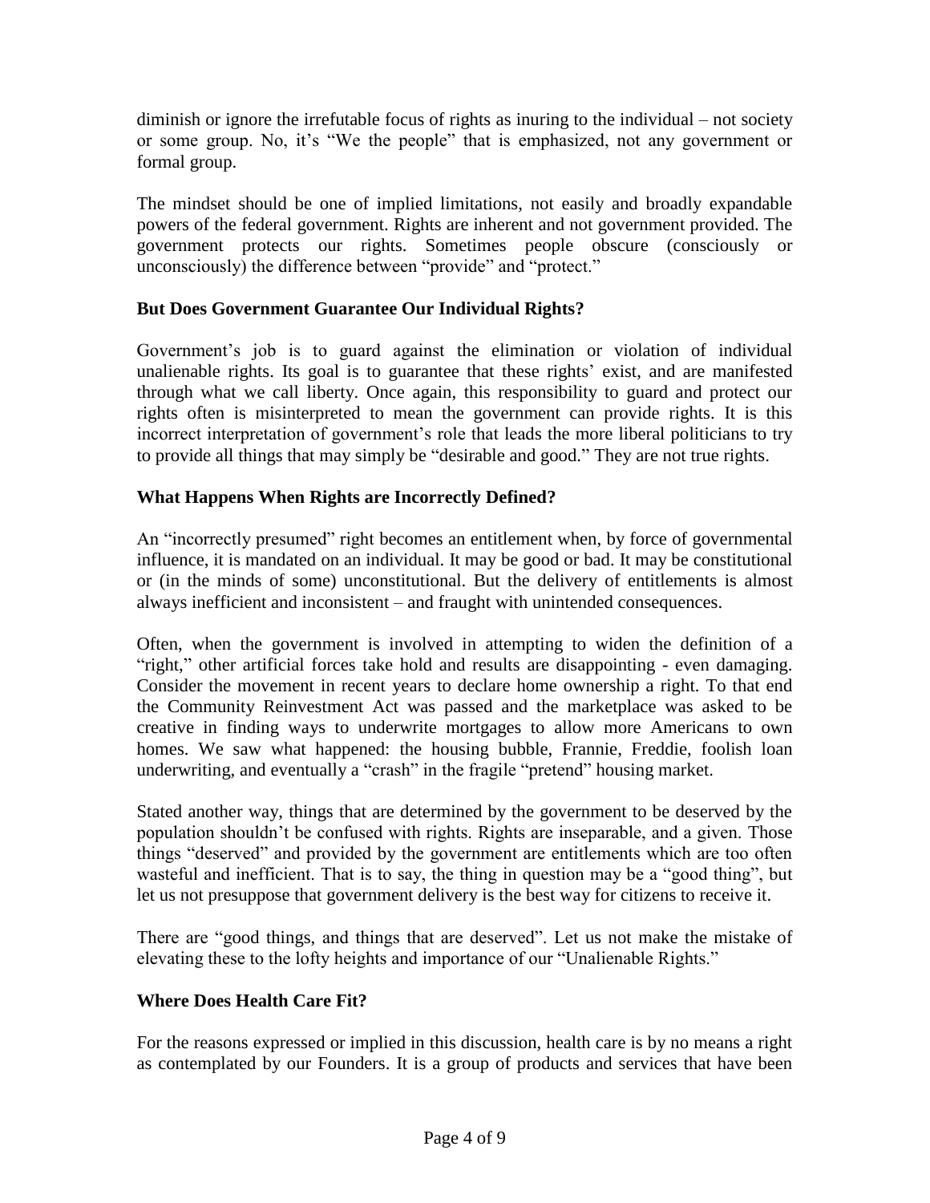diminish or ignore the irrefutable focus of rights as inuring to the individual – not society or some group. No, it's "We the people" that is emphasized, not any government or formal group.

The mindset should be one of implied limitations, not easily and broadly expandable powers of the federal government. Rights are inherent and not government provided. The government protects our rights. Sometimes people obscure (consciously or unconsciously) the difference between "provide" and "protect."

### But Does Government Guarantee Our Individual Rights?

Government's job is to guard against the elimination or violation of individual unalienable rights. Its goal is to guarantee that these rights' exist, and are manifested through what we call liberty. Once again, this responsibility to guard and protect our rights often is misinterpreted to mean the government can provide rights. It is this incorrect interpretation of government's role that leads the more liberal politicians to try to provide all things that may simply be "desirable and good." They are not true rights.

### What Happens When Rights are Incorrectly Defined?

An "incorrectly presumed" right becomes an entitlement when, by force of governmental influence, it is mandated on an individual. It may be good or bad. It may be constitutional or (in the minds of some) unconstitutional. But the delivery of entitlements is almost always inefficient and inconsistent – and fraught with unintended consequences.

Often, when the government is involved in attempting to widen the definition of a "right," other artificial forces take hold and results are disappointing - even damaging. Consider the movement in recent years to declare home ownership a right. To that end the Community Reinvestment Act was passed and the marketplace was asked to be creative in finding ways to underwrite mortgages to allow more Americans to own homes. We saw what happened: the housing bubble, Frannie, Freddie, foolish loan underwriting, and eventually a "crash" in the fragile "pretend" housing market.

Stated another way, things that are determined by the government to be deserved by the population shouldn't be confused with rights. Rights are inseparable, and a given. Those things "deserved" and provided by the government are entitlements which are too often wasteful and inefficient. That is to say, the thing in question may be a "good thing", but let us not presuppose that government delivery is the best way for citizens to receive it.

There are "good things, and things that are deserved". Let us not make the mistake of elevating these to the lofty heights and importance of our "Unalienable Rights."

### Where Does Health Care Fit?

For the reasons expressed or implied in this discussion, health care is by no means a right as contemplated by our Founders. It is a group of products and services that have been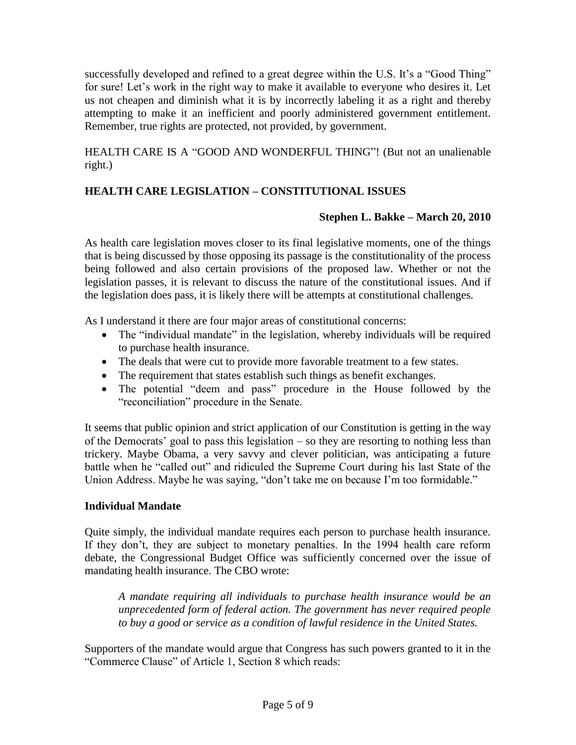successfully developed and refined to a great degree within the U.S. It's a "Good Thing" for sure! Let's work in the right way to make it available to everyone who desires it. Let us not cheapen and diminish what it is by incorrectly labeling it as a right and thereby attempting to make it an inefficient and poorly administered government entitlement. Remember, true rights are protected, not provided, by government.

HEALTH CARE IS A "GOOD AND WONDERFUL THING"! (But not an unalienable right.)

## HEALTH CARE LEGISLATION – CONSTITUTIONAL ISSUES

**Stephen L. Bakke – March 20, 2010**

As health care legislation moves closer to its final legislative moments, one of the things that is being discussed by those opposing its passage is the constitutionality of the process being followed and also certain provisions of the proposed law. Whether or not the legislation passes, it is relevant to discuss the nature of the constitutional issues. And if the legislation does pass, it is likely there will be attempts at constitutional challenges.

As I understand it there are four major areas of constitutional concerns:

- The "individual mandate" in the legislation, whereby individuals will be required to purchase health insurance.
- The deals that were cut to provide more favorable treatment to a few states.
- The requirement that states establish such things as benefit exchanges.
- The potential "deem and pass" procedure in the House followed by the "reconciliation" procedure in the Senate.

It seems that public opinion and strict application of our Constitution is getting in the way of the Democrats' goal to pass this legislation – so they are resorting to nothing less than trickery. Maybe Obama, a very savvy and clever politician, was anticipating a future battle when he "called out" and ridiculed the Supreme Court during his last State of the Union Address. Maybe he was saying, "don't take me on because I'm too formidable."

### Individual Mandate

Quite simply, the individual mandate requires each person to purchase health insurance. If they don't, they are subject to monetary penalties. In the 1994 health care reform debate, the Congressional Budget Office was sufficiently concerned over the issue of mandating health insurance. The CBO wrote:

> *A mandate requiring all individuals to purchase health insurance would be an unprecedented form of federal action. The government has never required people to buy a good or service as a condition of lawful residence in the United States.*

Supporters of the mandate would argue that Congress has such powers granted to it in the "Commerce Clause" of Article 1, Section 8 which reads: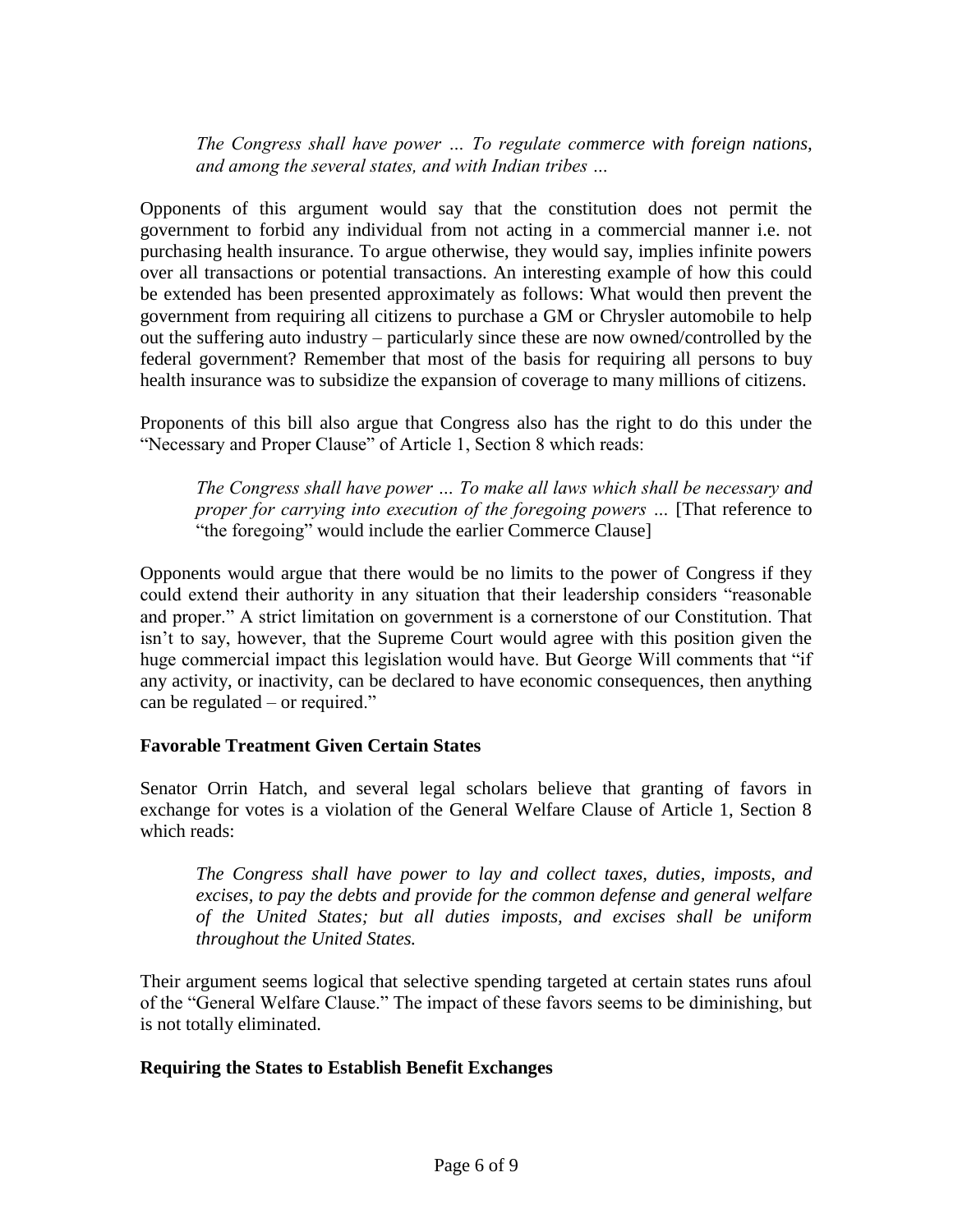> *The Congress shall have power … To regulate commerce with foreign nations, and among the several states, and with Indian tribes …*

Opponents of this argument would say that the constitution does not permit the government to forbid any individual from not acting in a commercial manner i.e. not purchasing health insurance. To argue otherwise, they would say, implies infinite powers over all transactions or potential transactions. An interesting example of how this could be extended has been presented approximately as follows: What would then prevent the government from requiring all citizens to purchase a GM or Chrysler automobile to help out the suffering auto industry – particularly since these are now owned/controlled by the federal government? Remember that most of the basis for requiring all persons to buy health insurance was to subsidize the expansion of coverage to many millions of citizens.

Proponents of this bill also argue that Congress also has the right to do this under the "Necessary and Proper Clause" of Article 1, Section 8 which reads:

> *The Congress shall have power … To make all laws which shall be necessary and proper for carrying into execution of the foregoing powers …* [That reference to "the foregoing" would include the earlier Commerce Clause]

Opponents would argue that there would be no limits to the power of Congress if they could extend their authority in any situation that their leadership considers "reasonable and proper." A strict limitation on government is a cornerstone of our Constitution. That isn't to say, however, that the Supreme Court would agree with this position given the huge commercial impact this legislation would have. But George Will comments that "if any activity, or inactivity, can be declared to have economic consequences, then anything can be regulated – or required."

**Favorable Treatment Given Certain States**

Senator Orrin Hatch, and several legal scholars believe that granting of favors in exchange for votes is a violation of the General Welfare Clause of Article 1, Section 8 which reads:

> *The Congress shall have power to lay and collect taxes, duties, imposts, and excises, to pay the debts and provide for the common defense and general welfare of the United States; but all duties imposts, and excises shall be uniform throughout the United States.*

Their argument seems logical that selective spending targeted at certain states runs afoul of the "General Welfare Clause." The impact of these favors seems to be diminishing, but is not totally eliminated.

**Requiring the States to Establish Benefit Exchanges**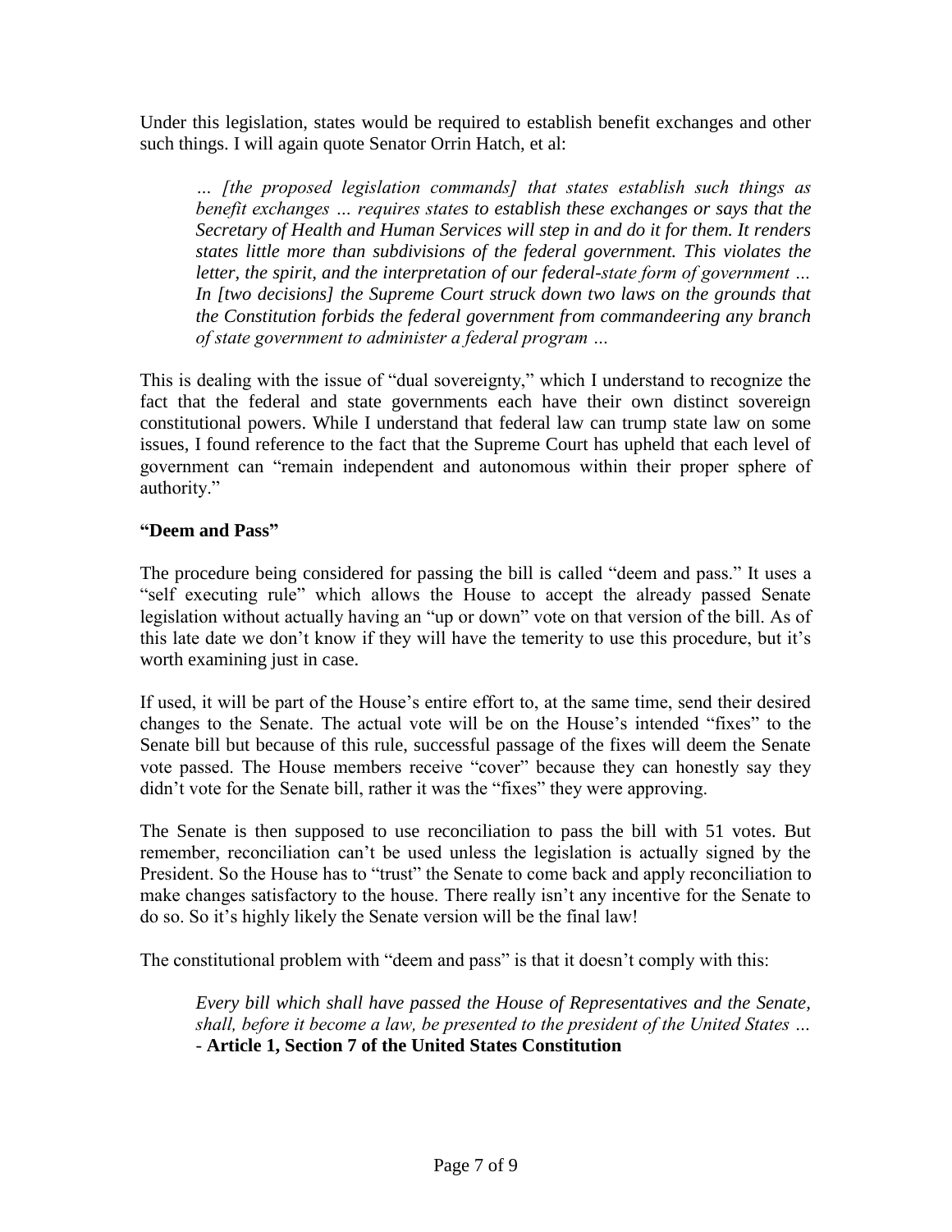Under this legislation, states would be required to establish benefit exchanges and other such things. I will again quote Senator Orrin Hatch, et al:

> *… [the proposed legislation commands] that states establish such things as benefit exchanges … requires states to establish these exchanges or says that the Secretary of Health and Human Services will step in and do it for them. It renders states little more than subdivisions of the federal government. This violates the letter, the spirit, and the interpretation of our federal-state form of government … In [two decisions] the Supreme Court struck down two laws on the grounds that the Constitution forbids the federal government from commandeering any branch of state government to administer a federal program …*

This is dealing with the issue of "dual sovereignty," which I understand to recognize the fact that the federal and state governments each have their own distinct sovereign constitutional powers. While I understand that federal law can trump state law on some issues, I found reference to the fact that the Supreme Court has upheld that each level of government can "remain independent and autonomous within their proper sphere of authority."

**"Deem and Pass"**

The procedure being considered for passing the bill is called "deem and pass." It uses a "self executing rule" which allows the House to accept the already passed Senate legislation without actually having an "up or down" vote on that version of the bill. As of this late date we don't know if they will have the temerity to use this procedure, but it's worth examining just in case.

If used, it will be part of the House's entire effort to, at the same time, send their desired changes to the Senate. The actual vote will be on the House's intended "fixes" to the Senate bill but because of this rule, successful passage of the fixes will deem the Senate vote passed. The House members receive "cover" because they can honestly say they didn't vote for the Senate bill, rather it was the "fixes" they were approving.

The Senate is then supposed to use reconciliation to pass the bill with 51 votes. But remember, reconciliation can't be used unless the legislation is actually signed by the President. So the House has to "trust" the Senate to come back and apply reconciliation to make changes satisfactory to the house. There really isn't any incentive for the Senate to do so. So it's highly likely the Senate version will be the final law!

The constitutional problem with "deem and pass" is that it doesn't comply with this:

> *Every bill which shall have passed the House of Representatives and the Senate, shall, before it become a law, be presented to the president of the United States …*
> \- **Article 1, Section 7 of the United States Constitution**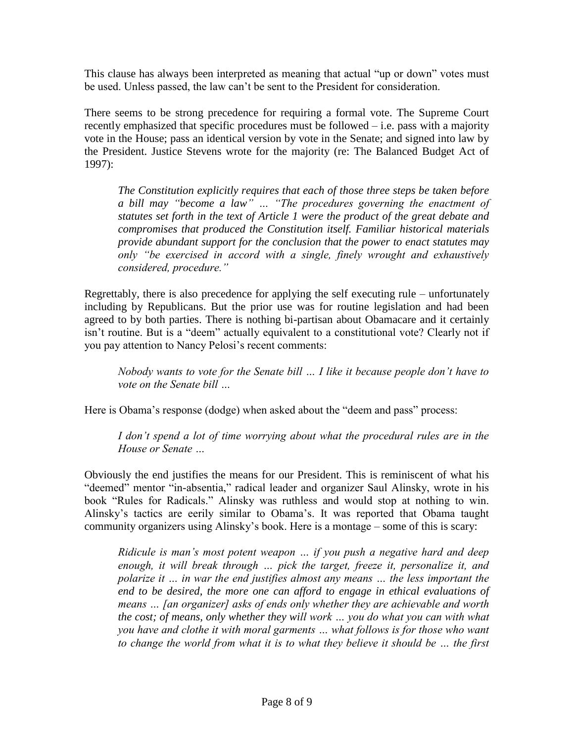This clause has always been interpreted as meaning that actual "up or down" votes must be used. Unless passed, the law can't be sent to the President for consideration.

There seems to be strong precedence for requiring a formal vote. The Supreme Court recently emphasized that specific procedures must be followed – i.e. pass with a majority vote in the House; pass an identical version by vote in the Senate; and signed into law by the President. Justice Stevens wrote for the majority (re: The Balanced Budget Act of 1997):

> *The Constitution explicitly requires that each of those three steps be taken before a bill may "become a law" … "The procedures governing the enactment of statutes set forth in the text of Article 1 were the product of the great debate and compromises that produced the Constitution itself. Familiar historical materials provide abundant support for the conclusion that the power to enact statutes may only "be exercised in accord with a single, finely wrought and exhaustively considered, procedure."*

Regrettably, there is also precedence for applying the self executing rule – unfortunately including by Republicans. But the prior use was for routine legislation and had been agreed to by both parties. There is nothing bi-partisan about Obamacare and it certainly isn't routine. But is a "deem" actually equivalent to a constitutional vote? Clearly not if you pay attention to Nancy Pelosi's recent comments:

> *Nobody wants to vote for the Senate bill … I like it because people don't have to vote on the Senate bill …*

Here is Obama's response (dodge) when asked about the "deem and pass" process:

> *I don't spend a lot of time worrying about what the procedural rules are in the House or Senate …*

Obviously the end justifies the means for our President. This is reminiscent of what his "deemed" mentor "in-absentia," radical leader and organizer Saul Alinsky, wrote in his book "Rules for Radicals." Alinsky was ruthless and would stop at nothing to win. Alinsky's tactics are eerily similar to Obama's. It was reported that Obama taught community organizers using Alinsky's book. Here is a montage – some of this is scary:

> *Ridicule is man's most potent weapon … if you push a negative hard and deep enough, it will break through … pick the target, freeze it, personalize it, and polarize it … in war the end justifies almost any means … the less important the end to be desired, the more one can afford to engage in ethical evaluations of means … [an organizer] asks of ends only whether they are achievable and worth the cost; of means, only whether they will work … you do what you can with what you have and clothe it with moral garments … what follows is for those who want to change the world from what it is to what they believe it should be … the first*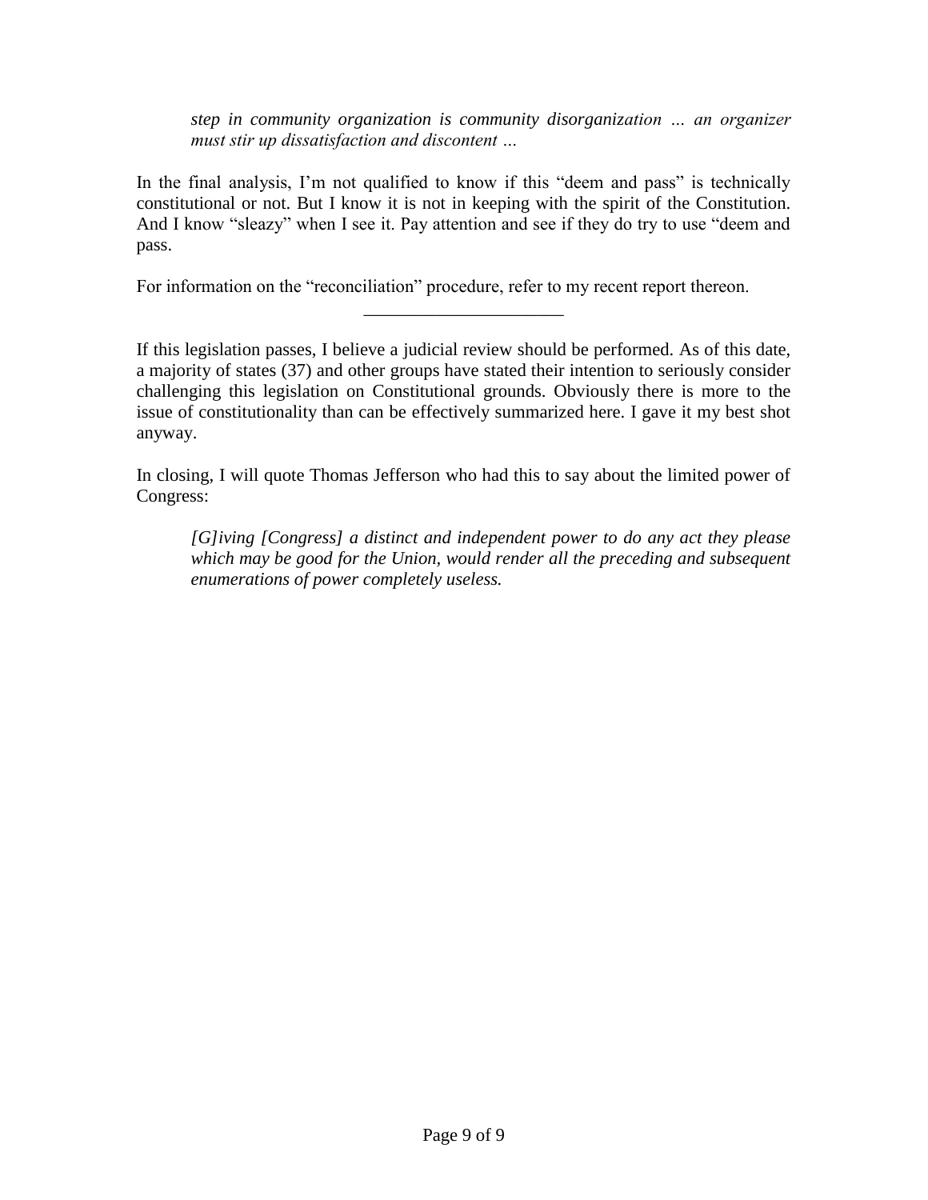> *step in community organization is community disorganization … an organizer must stir up dissatisfaction and discontent …*

In the final analysis, I'm not qualified to know if this "deem and pass" is technically constitutional or not. But I know it is not in keeping with the spirit of the Constitution. And I know "sleazy" when I see it. Pay attention and see if they do try to use "deem and pass.

For information on the "reconciliation" procedure, refer to my recent report thereon.

---

If this legislation passes, I believe a judicial review should be performed. As of this date, a majority of states (37) and other groups have stated their intention to seriously consider challenging this legislation on Constitutional grounds. Obviously there is more to the issue of constitutionality than can be effectively summarized here. I gave it my best shot anyway.

In closing, I will quote Thomas Jefferson who had this to say about the limited power of Congress:

> *[G]iving [Congress] a distinct and independent power to do any act they please which may be good for the Union, would render all the preceding and subsequent enumerations of power completely useless.*